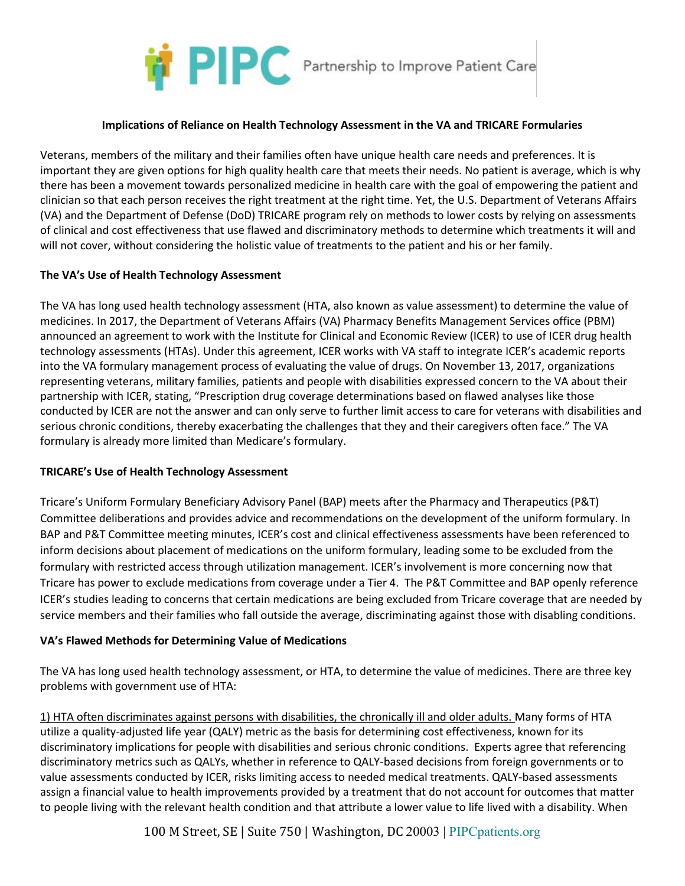**Implications of Reliance on Health Technology Assessment in the VA and TRICARE Formularies**

Veterans, members of the military and their families often have unique health care needs and preferences. It is important they are given options for high quality health care that meets their needs. No patient is average, which is why there has been a movement towards personalized medicine in health care with the goal of empowering the patient and clinician so that each person receives the right treatment at the right time. Yet, the U.S. Department of Veterans Affairs (VA) and the Department of Defense (DoD) TRICARE program rely on methods to lower costs by relying on assessments of clinical and cost effectiveness that use flawed and discriminatory methods to determine which treatments it will and will not cover, without considering the holistic value of treatments to the patient and his or her family.

**The VA's Use of Health Technology Assessment**

The VA has long used health technology assessment (HTA, also known as value assessment) to determine the value of medicines. In 2017, the Department of Veterans Affairs (VA) Pharmacy Benefits Management Services office (PBM) announced an agreement to work with the Institute for Clinical and Economic Review (ICER) to use of ICER drug health technology assessments (HTAs). Under this agreement, ICER works with VA staff to integrate ICER's academic reports into the VA formulary management process of evaluating the value of drugs. On November 13, 2017, organizations representing veterans, military families, patients and people with disabilities expressed concern to the VA about their partnership with ICER, stating, "Prescription drug coverage determinations based on flawed analyses like those conducted by ICER are not the answer and can only serve to further limit access to care for veterans with disabilities and serious chronic conditions, thereby exacerbating the challenges that they and their caregivers often face." The VA formulary is already more limited than Medicare's formulary.

**TRICARE's Use of Health Technology Assessment**

Tricare's Uniform Formulary Beneficiary Advisory Panel (BAP) meets after the Pharmacy and Therapeutics (P&T) Committee deliberations and provides advice and recommendations on the development of the uniform formulary. In BAP and P&T Committee meeting minutes, ICER's cost and clinical effectiveness assessments have been referenced to inform decisions about placement of medications on the uniform formulary, leading some to be excluded from the formulary with restricted access through utilization management. ICER's involvement is more concerning now that Tricare has power to exclude medications from coverage under a Tier 4. The P&T Committee and BAP openly reference ICER's studies leading to concerns that certain medications are being excluded from Tricare coverage that are needed by service members and their families who fall outside the average, discriminating against those with disabling conditions.

**VA's Flawed Methods for Determining Value of Medications**

The VA has long used health technology assessment, or HTA, to determine the value of medicines. There are three key problems with government use of HTA:

<u>1) HTA often discriminates against persons with disabilities, the chronically ill and older adults.</u> Many forms of HTA utilize a quality-adjusted life year (QALY) metric as the basis for determining cost effectiveness, known for its discriminatory implications for people with disabilities and serious chronic conditions. Experts agree that referencing discriminatory metrics such as QALYs, whether in reference to QALY-based decisions from foreign governments or to value assessments conducted by ICER, risks limiting access to needed medical treatments. QALY-based assessments assign a financial value to health improvements provided by a treatment that do not account for outcomes that matter to people living with the relevant health condition and that attribute a lower value to life lived with a disability. When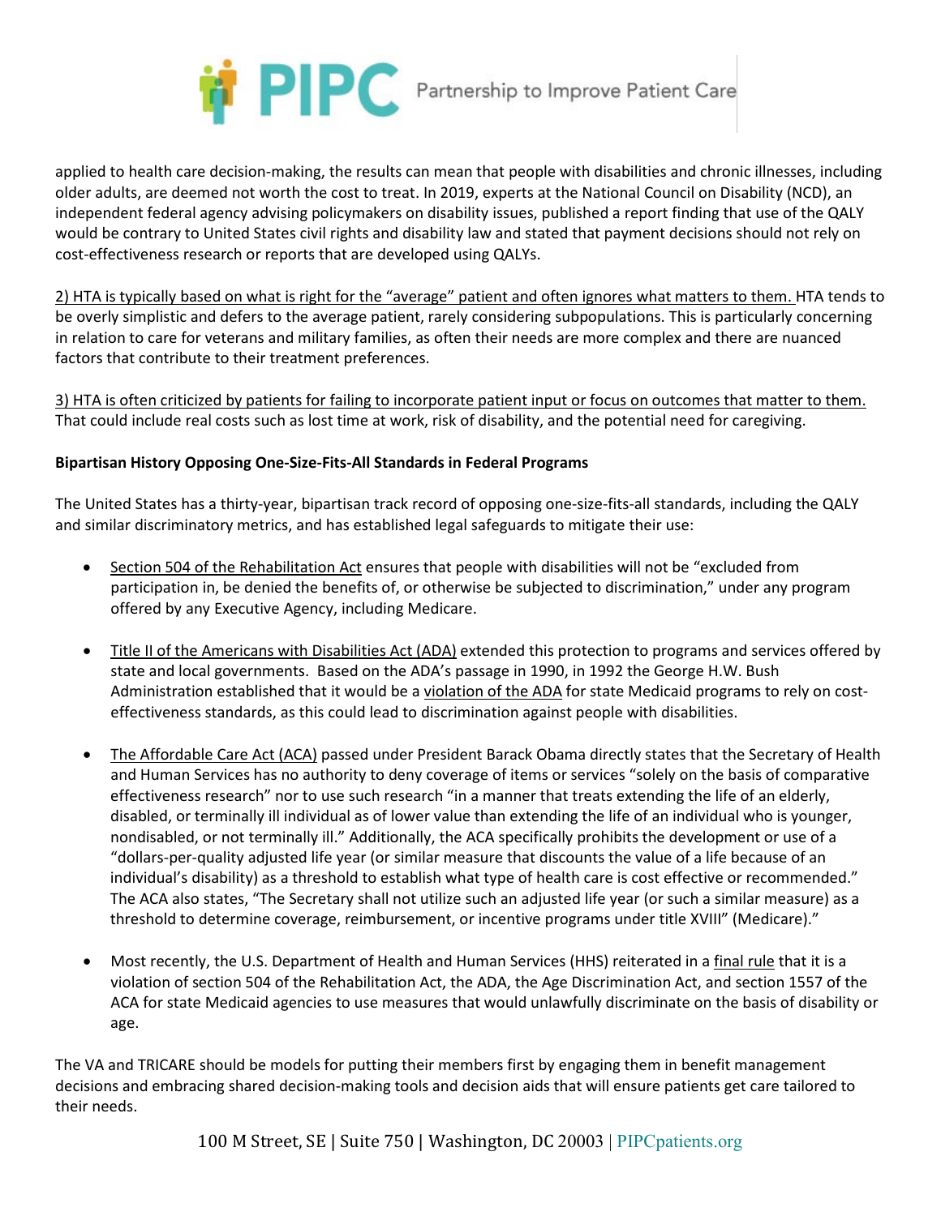applied to health care decision-making, the results can mean that people with disabilities and chronic illnesses, including older adults, are deemed not worth the cost to treat. In 2019, experts at the National Council on Disability (NCD), an independent federal agency advising policymakers on disability issues, published a report finding that use of the QALY would be contrary to United States civil rights and disability law and stated that payment decisions should not rely on cost-effectiveness research or reports that are developed using QALYs.

2) HTA is typically based on what is right for the "average" patient and often ignores what matters to them. HTA tends to be overly simplistic and defers to the average patient, rarely considering subpopulations. This is particularly concerning in relation to care for veterans and military families, as often their needs are more complex and there are nuanced factors that contribute to their treatment preferences.

3) HTA is often criticized by patients for failing to incorporate patient input or focus on outcomes that matter to them. That could include real costs such as lost time at work, risk of disability, and the potential need for caregiving.

**Bipartisan History Opposing One-Size-Fits-All Standards in Federal Programs**

The United States has a thirty-year, bipartisan track record of opposing one-size-fits-all standards, including the QALY and similar discriminatory metrics, and has established legal safeguards to mitigate their use:

- Section 504 of the Rehabilitation Act ensures that people with disabilities will not be "excluded from participation in, be denied the benefits of, or otherwise be subjected to discrimination," under any program offered by any Executive Agency, including Medicare.
- Title II of the Americans with Disabilities Act (ADA) extended this protection to programs and services offered by state and local governments. Based on the ADA's passage in 1990, in 1992 the George H.W. Bush Administration established that it would be a violation of the ADA for state Medicaid programs to rely on cost-effectiveness standards, as this could lead to discrimination against people with disabilities.
- The Affordable Care Act (ACA) passed under President Barack Obama directly states that the Secretary of Health and Human Services has no authority to deny coverage of items or services "solely on the basis of comparative effectiveness research" nor to use such research "in a manner that treats extending the life of an elderly, disabled, or terminally ill individual as of lower value than extending the life of an individual who is younger, nondisabled, or not terminally ill." Additionally, the ACA specifically prohibits the development or use of a "dollars-per-quality adjusted life year (or similar measure that discounts the value of a life because of an individual's disability) as a threshold to establish what type of health care is cost effective or recommended." The ACA also states, "The Secretary shall not utilize such an adjusted life year (or such a similar measure) as a threshold to determine coverage, reimbursement, or incentive programs under title XVIII" (Medicare)."
- Most recently, the U.S. Department of Health and Human Services (HHS) reiterated in a final rule that it is a violation of section 504 of the Rehabilitation Act, the ADA, the Age Discrimination Act, and section 1557 of the ACA for state Medicaid agencies to use measures that would unlawfully discriminate on the basis of disability or age.

The VA and TRICARE should be models for putting their members first by engaging them in benefit management decisions and embracing shared decision-making tools and decision aids that will ensure patients get care tailored to their needs.